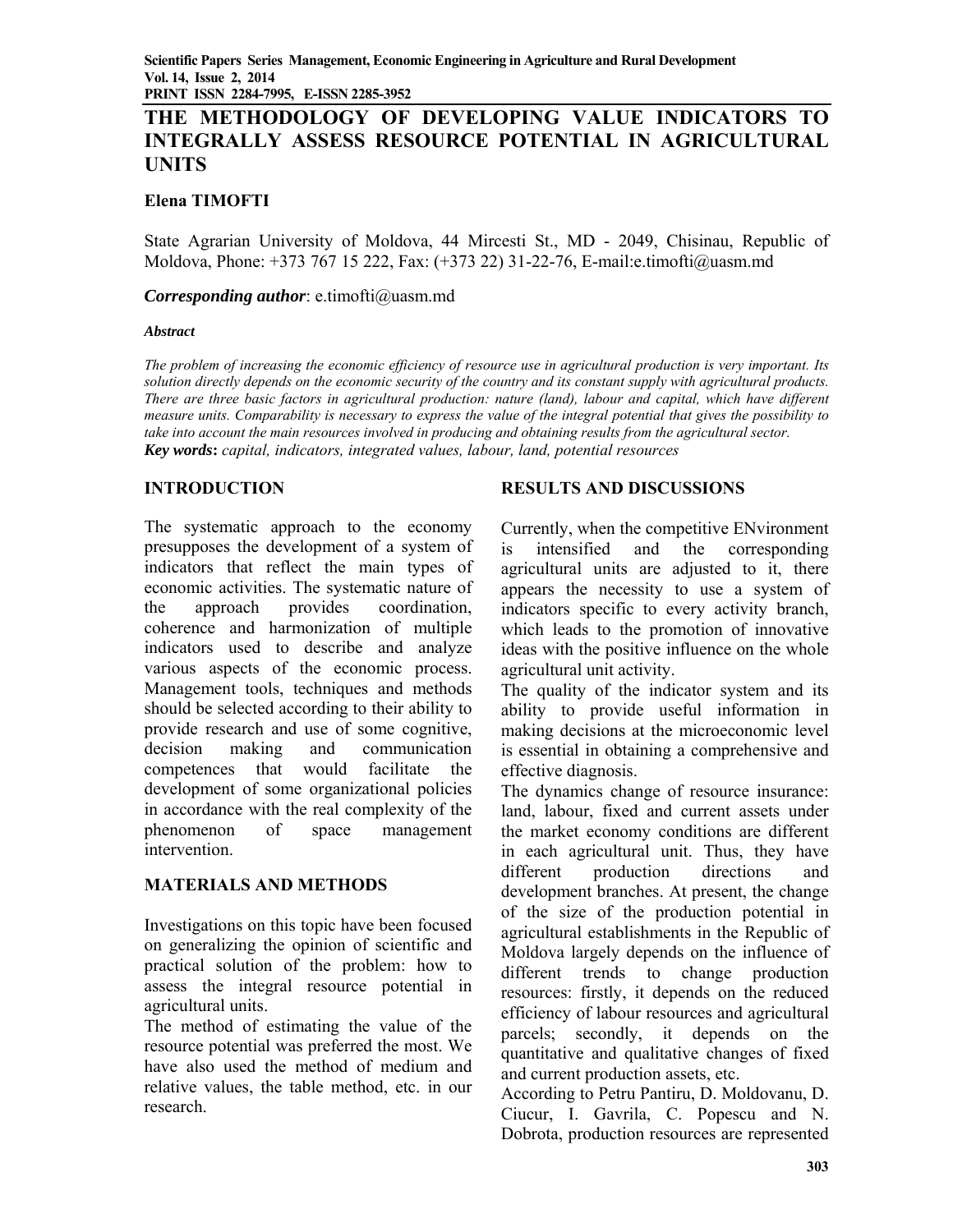# THE METHODOLOGY OF DEVELOPING VALUE INDICATORS TO INTEGRALLY ASSESS RESOURCE POTENTIAL IN AGRICULTURAL UNITS

**Elena TIMOFTI**

State Agrarian University of Moldova, 44 Mircesti St., MD - 2049, Chisinau, Republic of Moldova, Phone: +373 767 15 222, Fax: (+373 22) 31-22-76, E-mail:e.timofti@uasm.md

***Corresponding author***: e.timofti@uasm.md

***Abstract***

*The problem of increasing the economic efficiency of resource use in agricultural production is very important. Its solution directly depends on the economic security of the country and its constant supply with agricultural products. There are three basic factors in agricultural production: nature (land), labour and capital, which have different measure units. Comparability is necessary to express the value of the integral potential that gives the possibility to take into account the main resources involved in producing and obtaining results from the agricultural sector.*

***Key words***: *capital, indicators, integrated values, labour, land, potential resources*

## INTRODUCTION

The systematic approach to the economy presupposes the development of a system of indicators that reflect the main types of economic activities. The systematic nature of the approach provides coordination, coherence and harmonization of multiple indicators used to describe and analyze various aspects of the economic process. Management tools, techniques and methods should be selected according to their ability to provide research and use of some cognitive, decision making and communication competences that would facilitate the development of some organizational policies in accordance with the real complexity of the phenomenon of space management intervention.

## MATERIALS AND METHODS

Investigations on this topic have been focused on generalizing the opinion of scientific and practical solution of the problem: how to assess the integral resource potential in agricultural units.

The method of estimating the value of the resource potential was preferred the most. We have also used the method of medium and relative values, the table method, etc. in our research.

## RESULTS AND DISCUSSIONS

Currently, when the competitive ENvironment is intensified and the corresponding agricultural units are adjusted to it, there appears the necessity to use a system of indicators specific to every activity branch, which leads to the promotion of innovative ideas with the positive influence on the whole agricultural unit activity.

The quality of the indicator system and its ability to provide useful information in making decisions at the microeconomic level is essential in obtaining a comprehensive and effective diagnosis.

The dynamics change of resource insurance: land, labour, fixed and current assets under the market economy conditions are different in each agricultural unit. Thus, they have different production directions and development branches. At present, the change of the size of the production potential in agricultural establishments in the Republic of Moldova largely depends on the influence of different trends to change production resources: firstly, it depends on the reduced efficiency of labour resources and agricultural parcels; secondly, it depends on the quantitative and qualitative changes of fixed and current production assets, etc.

According to Petru Pantiru, D. Moldovanu, D. Ciucur, I. Gavrila, C. Popescu and N. Dobrota, production resources are represented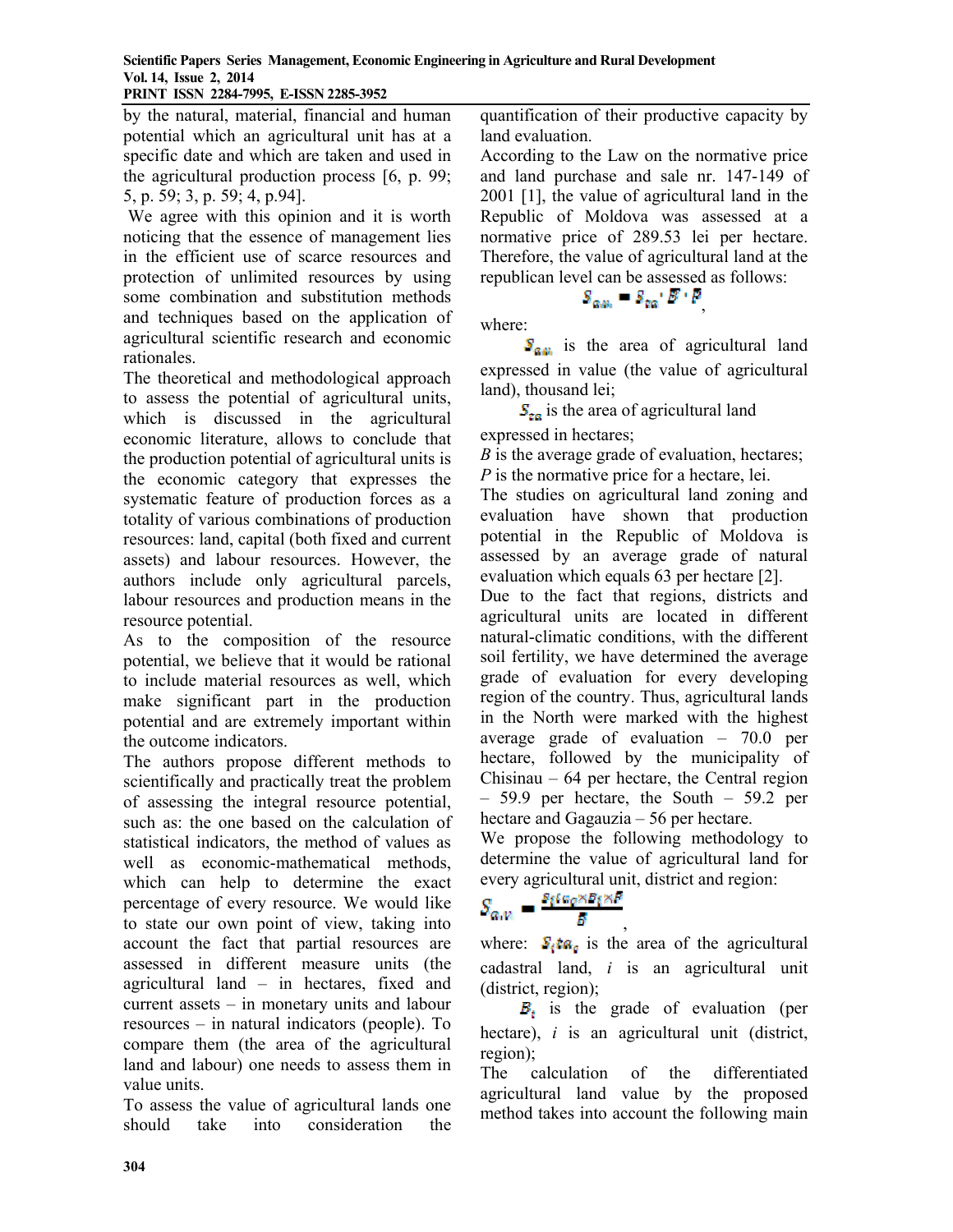by the natural, material, financial and human potential which an agricultural unit has at a specific date and which are taken and used in the agricultural production process [6, p. 99; 5, p. 59; 3, p. 59; 4, p.94].

We agree with this opinion and it is worth noticing that the essence of management lies in the efficient use of scarce resources and protection of unlimited resources by using some combination and substitution methods and techniques based on the application of agricultural scientific research and economic rationales.

The theoretical and methodological approach to assess the potential of agricultural units, which is discussed in the agricultural economic literature, allows to conclude that the production potential of agricultural units is the economic category that expresses the systematic feature of production forces as a totality of various combinations of production resources: land, capital (both fixed and current assets) and labour resources. However, the authors include only agricultural parcels, labour resources and production means in the resource potential.

As to the composition of the resource potential, we believe that it would be rational to include material resources as well, which make significant part in the production potential and are extremely important within the outcome indicators.

The authors propose different methods to scientifically and practically treat the problem of assessing the integral resource potential, such as: the one based on the calculation of statistical indicators, the method of values as well as economic-mathematical methods, which can help to determine the exact percentage of every resource. We would like to state our own point of view, taking into account the fact that partial resources are assessed in different measure units (the agricultural land – in hectares, fixed and current assets – in monetary units and labour resources – in natural indicators (people). To compare them (the area of the agricultural land and labour) one needs to assess them in value units.

To assess the value of agricultural lands one should take into consideration the quantification of their productive capacity by land evaluation.

According to the Law on the normative price and land purchase and sale nr. 147-149 of 2001 [1], the value of agricultural land in the Republic of Moldova was assessed at a normative price of 289.53 lei per hectare. Therefore, the value of agricultural land at the republican level can be assessed as follows:

$$S_{a.v.} = S_{ta} \cdot B \cdot P,$$

where:

$S_{a.v.}$ is the area of agricultural land expressed in value (the value of agricultural land), thousand lei;

$S_{ta}$ is the area of agricultural land expressed in hectares;

$B$ is the average grade of evaluation, hectares;

$P$ is the normative price for a hectare, lei.

The studies on agricultural land zoning and evaluation have shown that production potential in the Republic of Moldova is assessed by an average grade of natural evaluation which equals 63 per hectare [2].

Due to the fact that regions, districts and agricultural units are located in different natural-climatic conditions, with the different soil fertility, we have determined the average grade of evaluation for every developing region of the country. Thus, agricultural lands in the North were marked with the highest average grade of evaluation – 70.0 per hectare, followed by the municipality of Chisinau – 64 per hectare, the Central region – 59.9 per hectare, the South – 59.2 per hectare and Gagauzia – 56 per hectare.

We propose the following methodology to determine the value of agricultural land for every agricultural unit, district and region:

$$S_{a.v} = \frac{S_i ta_c \times B_i \times P}{B},$$

where: $S_i ta_c$ is the area of the agricultural cadastral land, $i$ is an agricultural unit (district, region);

$B_i$ is the grade of evaluation (per hectare), $i$ is an agricultural unit (district, region);

The calculation of the differentiated agricultural land value by the proposed method takes into account the following main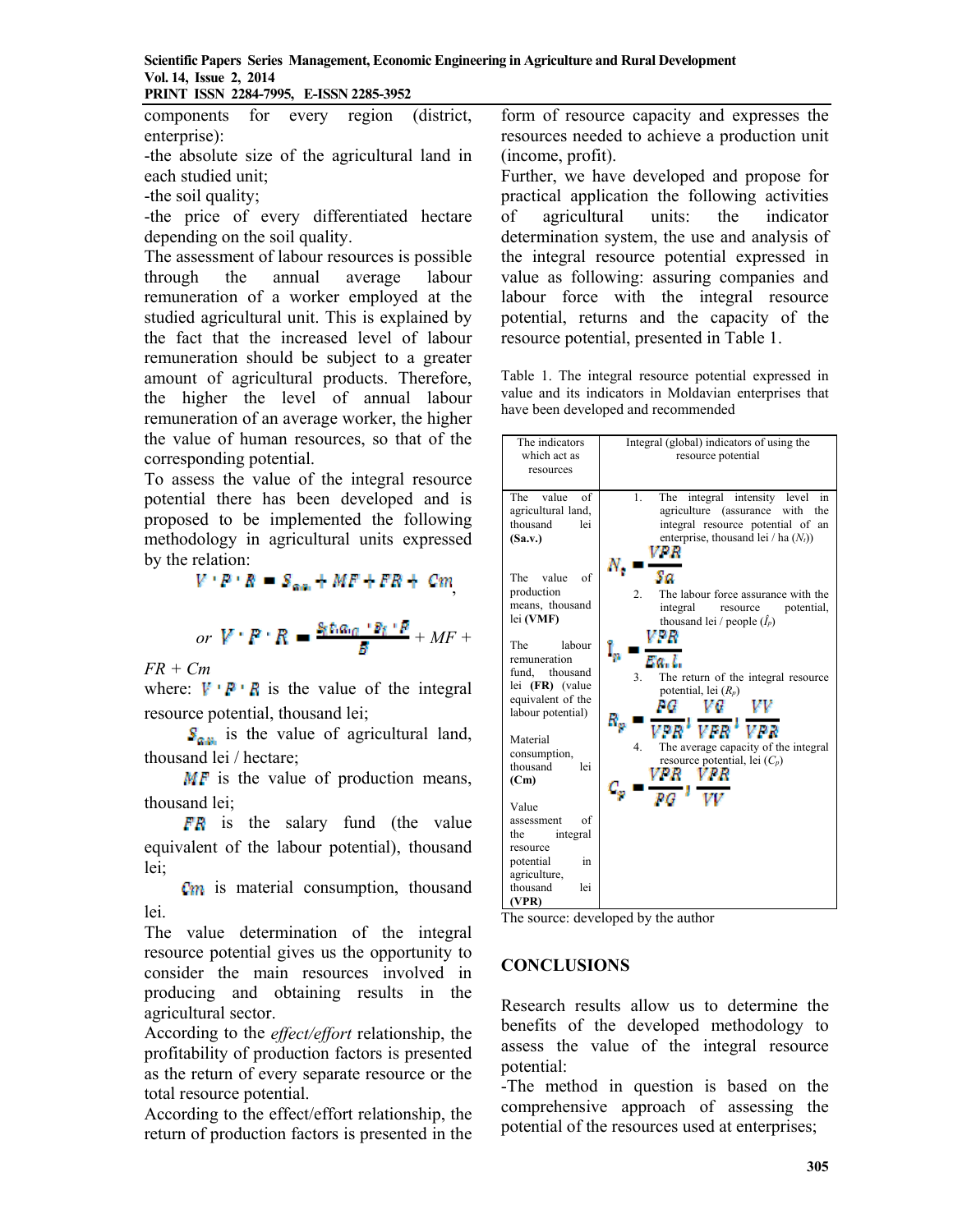components for every region (district, enterprise):

-the absolute size of the agricultural land in each studied unit;

-the soil quality;

-the price of every differentiated hectare depending on the soil quality.

The assessment of labour resources is possible through the annual average labour remuneration of a worker employed at the studied agricultural unit. This is explained by the fact that the increased level of labour remuneration should be subject to a greater amount of agricultural products. Therefore, the higher the level of annual labour remuneration of an average worker, the higher the value of human resources, so that of the corresponding potential.

To assess the value of the integral resource potential there has been developed and is proposed to be implemented the following methodology in agricultural units expressed by the relation:

$$V \cdot P \cdot R = S_{a.u.} + MF + FR + Cm,$$

$$or\ V \cdot P \cdot R = \frac{S_{f.h.a_G} \cdot B_I \cdot P}{B} + MF + FR + Cm$$

where: $V \cdot P \cdot R$ is the value of the integral resource potential, thousand lei;

$S_{a.u.}$ is the value of agricultural land, thousand lei / hectare;

$MF$ is the value of production means, thousand lei;

$FR$ is the salary fund (the value equivalent of the labour potential), thousand lei;

$Cm$ is material consumption, thousand lei.

The value determination of the integral resource potential gives us the opportunity to consider the main resources involved in producing and obtaining results in the agricultural sector.

According to the *effect/effort* relationship, the profitability of production factors is presented as the return of every separate resource or the total resource potential.

According to the effect/effort relationship, the return of production factors is presented in the form of resource capacity and expresses the resources needed to achieve a production unit (income, profit).

Further, we have developed and propose for practical application the following activities of agricultural units: the indicator determination system, the use and analysis of the integral resource potential expressed in value as following: assuring companies and labour force with the integral resource potential, returns and the capacity of the resource potential, presented in Table 1.

Table 1. The integral resource potential expressed in value and its indicators in Moldavian enterprises that have been developed and recommended

| The indicators which act as resources | Integral (global) indicators of using the resource potential |
|---|---|
| The value of agricultural land, thousand lei **(Sa.v.)** | 1. The integral intensity level in agriculture (assurance with the integral resource potential of an enterprise, thousand lei / ha ($N_i$)) $N_i = \frac{VPR}{Sa}$ |
| The value of production means, thousand lei **(VMF)** | 2. The labour force assurance with the integral resource potential, thousand lei / people ($\hat{I}_p$) $\hat{I}_p = \frac{VPR}{Ea.L}$ |
| The labour remuneration fund, thousand lei **(FR)** (value equivalent of the labour potential) | 3. The return of the integral resource potential, lei ($R_p$) $R_p = \frac{PG}{VPR}; \frac{VG}{VPR}; \frac{VV}{VPR}$ |
| Material consumption, thousand lei **(Cm)** | 4. The average capacity of the integral resource potential, lei ($C_p$) $C_p = \frac{VPR}{PG}; \frac{VPR}{VV}$ |
| Value assessment of the integral resource potential in agriculture, thousand lei **(VPR)** | |

The source: developed by the author

## CONCLUSIONS

Research results allow us to determine the benefits of the developed methodology to assess the value of the integral resource potential:

-The method in question is based on the comprehensive approach of assessing the potential of the resources used at enterprises;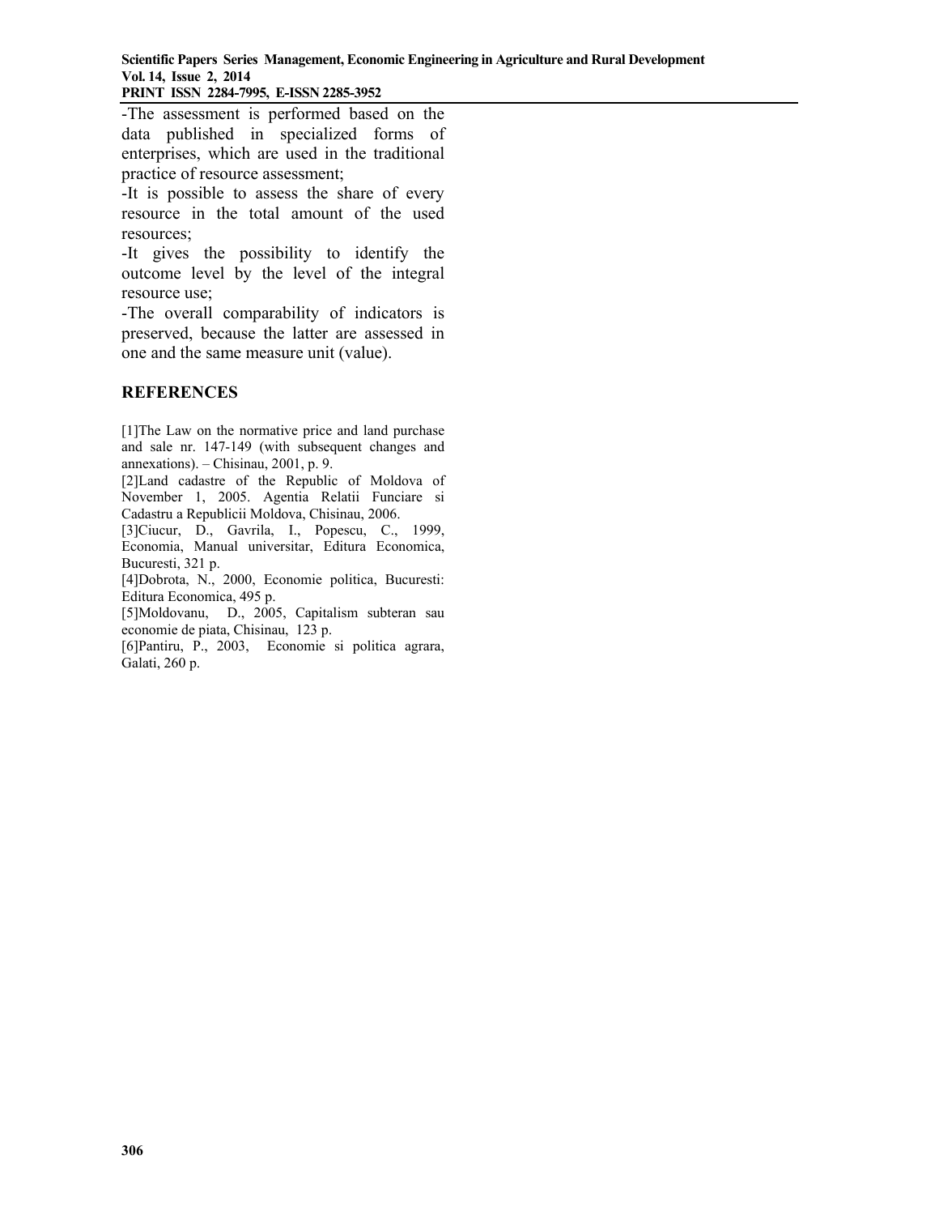-The assessment is performed based on the data published in specialized forms of enterprises, which are used in the traditional practice of resource assessment;

-It is possible to assess the share of every resource in the total amount of the used resources;

-It gives the possibility to identify the outcome level by the level of the integral resource use;

-The overall comparability of indicators is preserved, because the latter are assessed in one and the same measure unit (value).

## REFERENCES

[1]The Law on the normative price and land purchase and sale nr. 147-149 (with subsequent changes and annexations). – Chisinau, 2001, p. 9.

[2]Land cadastre of the Republic of Moldova of November 1, 2005. Agentia Relatii Funciare si Cadastru a Republicii Moldova, Chisinau, 2006.

[3]Ciucur, D., Gavrila, I., Popescu, C., 1999, Economia, Manual universitar, Editura Economica, Bucuresti, 321 p.

[4]Dobrota, N., 2000, Economie politica, Bucuresti: Editura Economica, 495 p.

[5]Moldovanu, D., 2005, Capitalism subteran sau economie de piata, Chisinau, 123 p.

[6]Pantiru, P., 2003, Economie si politica agrara, Galati, 260 p.